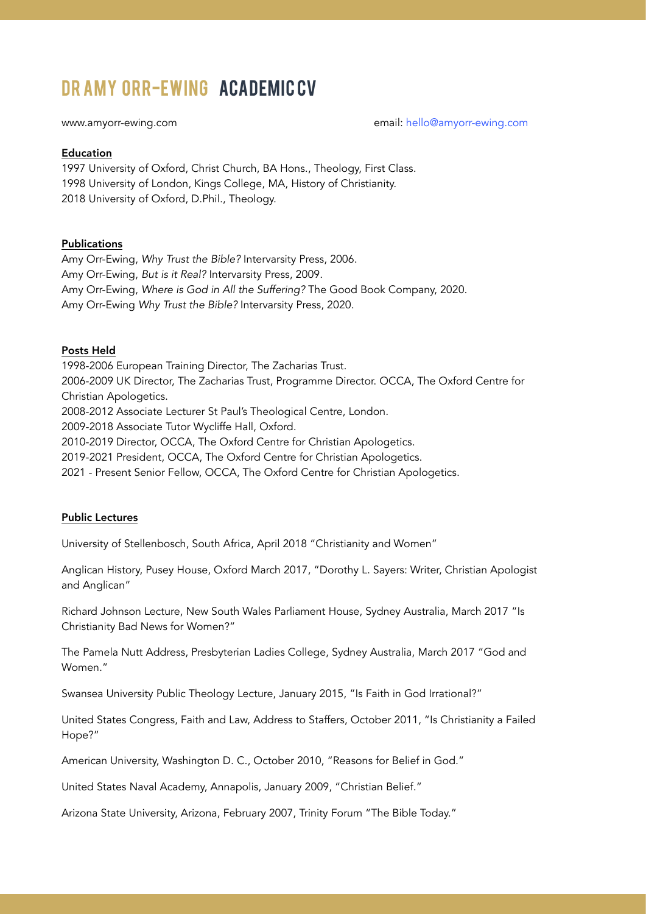# DR AMY ORR-EWING ACADEMIC CV

www.amyorr-ewing.com email: hello@amyorr-ewing.com

## Education

1997 University of Oxford, Christ Church, BA Hons., Theology, First Class.
1998 University of London, Kings College, MA, History of Christianity.
2018 University of Oxford, D.Phil., Theology.

## Publications

Amy Orr-Ewing, *Why Trust the Bible?* Intervarsity Press, 2006.
Amy Orr-Ewing, *But is it Real?* Intervarsity Press, 2009.
Amy Orr-Ewing, *Where is God in All the Suffering?* The Good Book Company, 2020.
Amy Orr-Ewing *Why Trust the Bible?* Intervarsity Press, 2020.

## Posts Held

1998-2006 European Training Director, The Zacharias Trust.
2006-2009 UK Director, The Zacharias Trust, Programme Director. OCCA, The Oxford Centre for Christian Apologetics.
2008-2012 Associate Lecturer St Paul's Theological Centre, London.
2009-2018 Associate Tutor Wycliffe Hall, Oxford.
2010-2019 Director, OCCA, The Oxford Centre for Christian Apologetics.
2019-2021 President, OCCA, The Oxford Centre for Christian Apologetics.
2021 - Present Senior Fellow, OCCA, The Oxford Centre for Christian Apologetics.

## Public Lectures

University of Stellenbosch, South Africa, April 2018 "Christianity and Women"

Anglican History, Pusey House, Oxford March 2017, "Dorothy L. Sayers: Writer, Christian Apologist and Anglican"

Richard Johnson Lecture, New South Wales Parliament House, Sydney Australia, March 2017 "Is Christianity Bad News for Women?"

The Pamela Nutt Address, Presbyterian Ladies College, Sydney Australia, March 2017 "God and Women."

Swansea University Public Theology Lecture, January 2015, "Is Faith in God Irrational?"

United States Congress, Faith and Law, Address to Staffers, October 2011, "Is Christianity a Failed Hope?"

American University, Washington D. C., October 2010, "Reasons for Belief in God."

United States Naval Academy, Annapolis, January 2009, "Christian Belief."

Arizona State University, Arizona, February 2007, Trinity Forum "The Bible Today."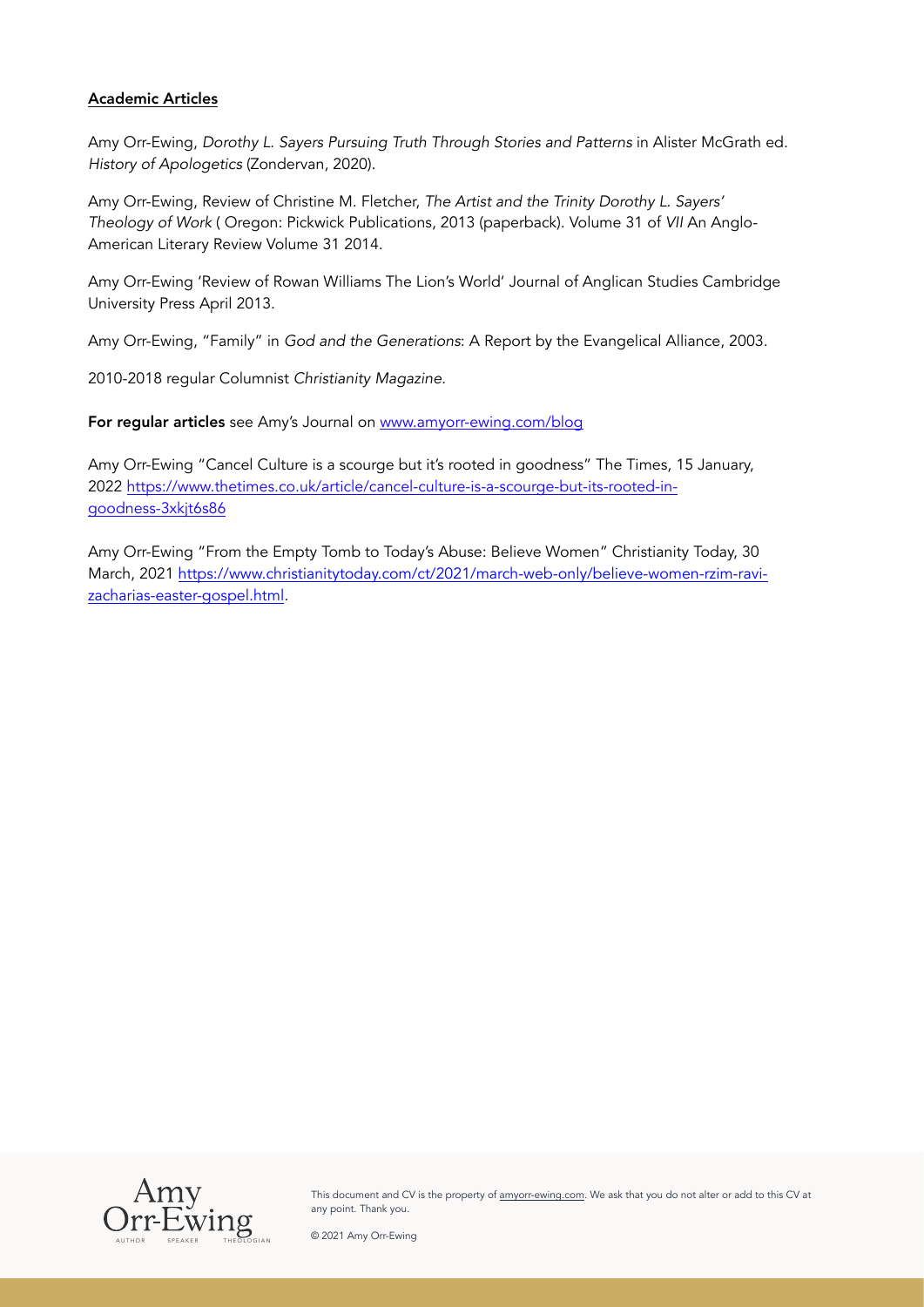**Academic Articles**

Amy Orr-Ewing, *Dorothy L. Sayers Pursuing Truth Through Stories and Patterns* in Alister McGrath ed. *History of Apologetics* (Zondervan, 2020).

Amy Orr-Ewing, Review of Christine M. Fletcher, *The Artist and the Trinity Dorothy L. Sayers' Theology of Work* ( Oregon: Pickwick Publications, 2013 (paperback). Volume 31 of *VII* An Anglo-American Literary Review Volume 31 2014.

Amy Orr-Ewing 'Review of Rowan Williams The Lion's World' Journal of Anglican Studies Cambridge University Press April 2013.

Amy Orr-Ewing, "Family" in *God and the Generations*: A Report by the Evangelical Alliance, 2003.

2010-2018 regular Columnist *Christianity Magazine*.

**For regular articles** see Amy's Journal on [www.amyorr-ewing.com/blog](http://www.amyorr-ewing.com/blog)

Amy Orr-Ewing "Cancel Culture is a scourge but it's rooted in goodness" The Times, 15 January, 2022 [https://www.thetimes.co.uk/article/cancel-culture-is-a-scourge-but-its-rooted-in-goodness-3xkjt6s86](https://www.thetimes.co.uk/article/cancel-culture-is-a-scourge-but-its-rooted-in-goodness-3xkjt6s86)

Amy Orr-Ewing "From the Empty Tomb to Today's Abuse: Believe Women" Christianity Today, 30 March, 2021 [https://www.christianitytoday.com/ct/2021/march-web-only/believe-women-rzim-ravi-zacharias-easter-gospel.html](https://www.christianitytoday.com/ct/2021/march-web-only/believe-women-rzim-ravi-zacharias-easter-gospel.html).

This document and CV is the property of amyorr-ewing.com. We ask that you do not alter or add to this CV at any point. Thank you.

© 2021 Amy Orr-Ewing